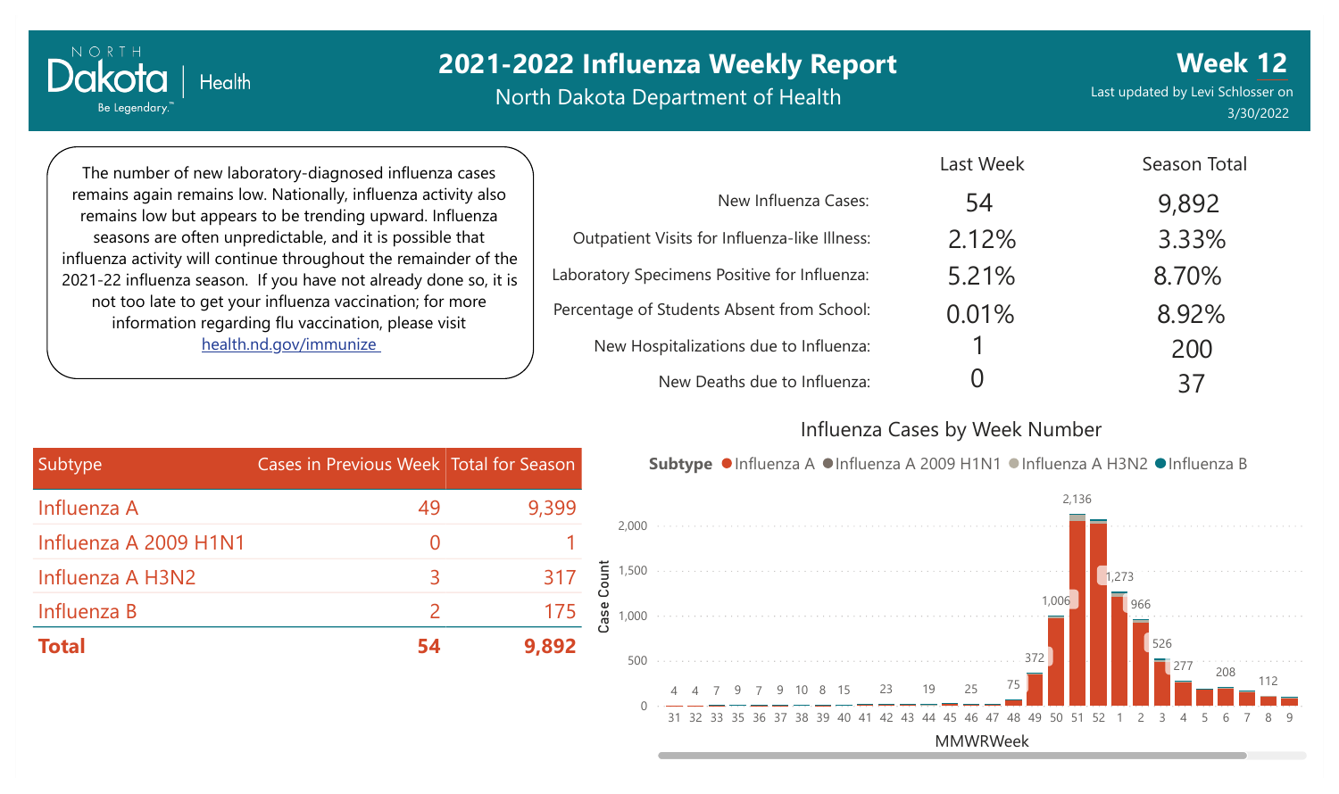# 2021-2022 Influenza Weekly Report

North Dakota Department of Health

**Week 12**

Last updated by Levi Schlosser on 3/30/2022

The number of new laboratory-diagnosed influenza cases remains again remains low. Nationally, influenza activity also remains low but appears to be trending upward. Influenza seasons are often unpredictable, and it is possible that influenza activity will continue throughout the remainder of the 2021-22 influenza season. If you have not already done so, it is not too late to get your influenza vaccination; for more information regarding flu vaccination, please visit [health.nd.gov/immunize](health.nd.gov/immunize)

| | Last Week | Season Total |
|---|---|---|
| New Influenza Cases: | 54 | 9,892 |
| Outpatient Visits for Influenza-like Illness: | 2.12% | 3.33% |
| Laboratory Specimens Positive for Influenza: | 5.21% | 8.70% |
| Percentage of Students Absent from School: | 0.01% | 8.92% |
| New Hospitalizations due to Influenza: | 1 | 200 |
| New Deaths due to Influenza: | 0 | 37 |

| Subtype | Cases in Previous Week | Total for Season |
|---|---|---|
| Influenza A | 49 | 9,399 |
| Influenza A 2009 H1N1 | 0 | 1 |
| Influenza A H3N2 | 3 | 317 |
| Influenza B | 2 | 175 |
| **Total** | **54** | **9,892** |

## Influenza Cases by Week Number

Subtype: Influenza A, Influenza A 2009 H1N1, Influenza A H3N2, Influenza B

| MMWRWeek | 31 | 32 | 33 | 35 | 36 | 37 | 38 | 39 | 40 | 41 | 42 | 43 | 44 | 45 | 46 | 47 | 48 | 49 | 50 | 51 | 52 | 1 | 2 | 3 | 4 | 5 | 6 | 7 | 8 | 9 |
|---|---|---|---|---|---|---|---|---|---|---|---|---|---|---|---|---|---|---|---|---|---|---|---|---|---|---|---|---|---|---|
| Case Count | 4 | 4 | 7 | 9 | 7 | 9 | 10 | 8 | 15 | | 23 | | 19 | | 25 | | 75 | 372 | 1,006 | 2,136 | | 1,273 | 966 | 526 | 277 | | 208 | | 112 | |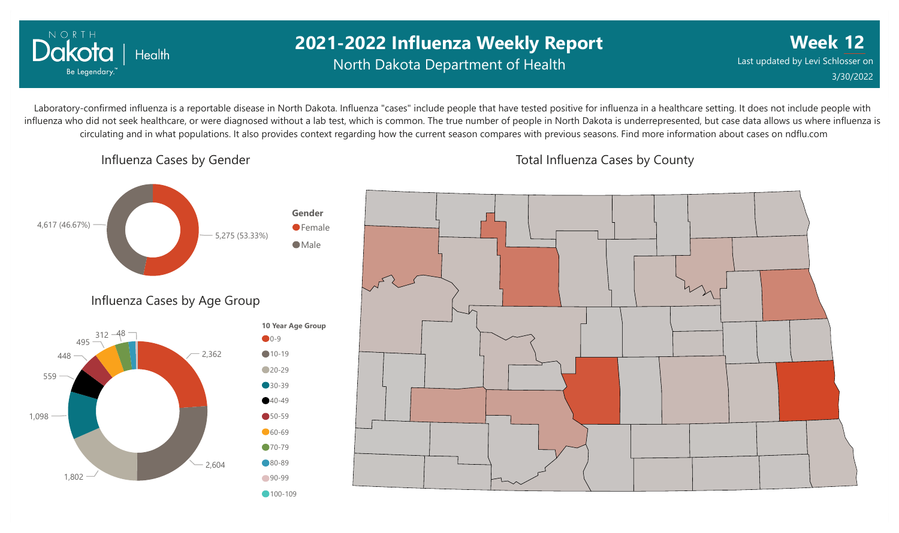# 2021-2022 Influenza Weekly Report

North Dakota Department of Health

**Week 12**

Last updated by Levi Schlosser on 3/30/2022

Laboratory-confirmed influenza is a reportable disease in North Dakota. Influenza "cases" include people that have tested positive for influenza in a healthcare setting. It does not include people with influenza who did not seek healthcare, or were diagnosed without a lab test, which is common. The true number of people in North Dakota is underrepresented, but case data allows us where influenza is circulating and in what populations. It also provides context regarding how the current season compares with previous seasons. Find more information about cases on ndflu.com

## Influenza Cases by Gender

| Gender | Cases |
|---|---|
| Female | 5,275 (53.33%) |
| Male | 4,617 (46.67%) |

## Influenza Cases by Age Group

| 10 Year Age Group | Cases |
|---|---|
| 0-9 | 2,362 |
| 10-19 | 2,604 |
| 20-29 | 1,802 |
| 30-39 | 1,098 |
| 40-49 | 559 |
| 50-59 | 448 |
| 60-69 | 495 |
| 70-79 | 312 |
| 80-89 | 48 |
| 90-99 | |
| 100-109 | |

## Total Influenza Cases by County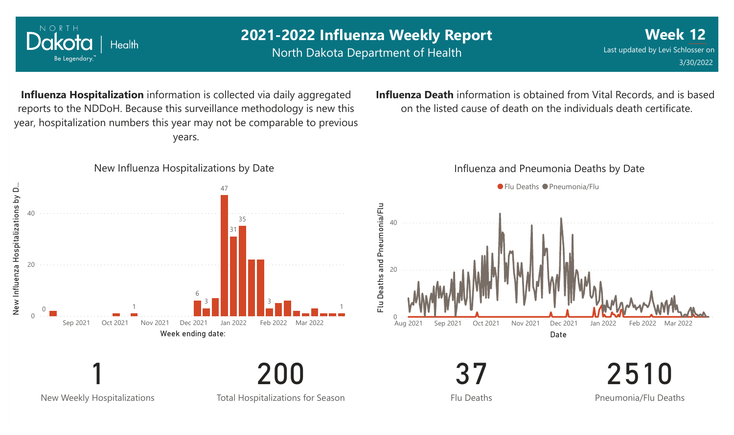# 2021-2022 Influenza Weekly Report

North Dakota Department of Health

**Week 12**

Last updated by Levi Schlosser on 3/30/2022

**Influenza Hospitalization** information is collected via daily aggregated reports to the NDDoH. Because this surveillance methodology is new this year, hospitalization numbers this year may not be comparable to previous years.

**Influenza Death** information is obtained from Vital Records, and is based on the listed cause of death on the individuals death certificate.

New Influenza Hospitalizations by Date

Influenza and Pneumonia Deaths by Date

| Measure | Value |
| --- | --- |
| New Weekly Hospitalizations | 1 |
| Total Hospitalizations for Season | 200 |
| Flu Deaths | 37 |
| Pneumonia/Flu Deaths | 2510 |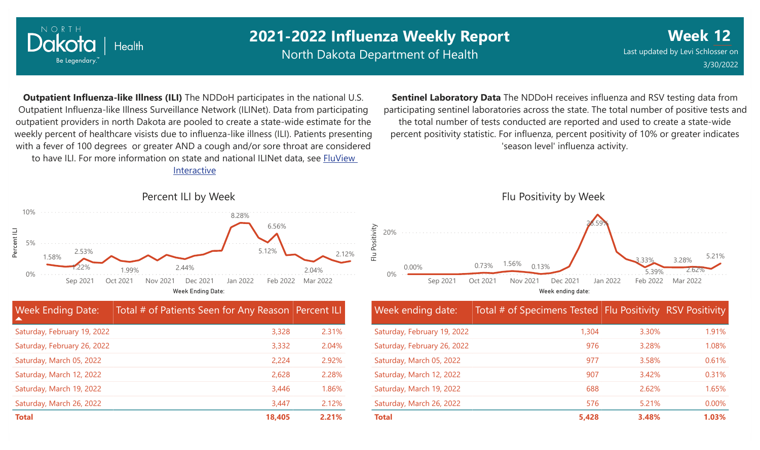# 2021-2022 Influenza Weekly Report

North Dakota Department of Health

**Week 12**

Last updated by Levi Schlosser on 3/30/2022

**Outpatient Influenza-like Illness (ILI)** The NDDoH participates in the national U.S. Outpatient Influenza-like Illness Surveillance Network (ILINet). Data from participating outpatient providers in north Dakota are pooled to create a state-wide estimate for the weekly percent of healthcare visists due to influenza-like illness (ILI). Patients presenting with a fever of 100 degrees or greater AND a cough and/or sore throat are considered to have ILI. For more information on state and national ILINet data, see FluView Interactive

**Sentinel Laboratory Data** The NDDoH receives influenza and RSV testing data from participating sentinel laboratories across the state. The total number of positive tests and the total number of tests conducted are reported and used to create a state-wide percent positivity statistic. For influenza, percent positivity of 10% or greater indicates 'season level' influenza activity.

## Percent ILI by Week

| Week Ending Date: | Total # of Patients Seen for Any Reason | Percent ILI |
|---|---|---|
| Saturday, February 19, 2022 | 3,328 | 2.31% |
| Saturday, February 26, 2022 | 3,332 | 2.04% |
| Saturday, March 05, 2022 | 2,224 | 2.92% |
| Saturday, March 12, 2022 | 2,628 | 2.28% |
| Saturday, March 19, 2022 | 3,446 | 1.86% |
| Saturday, March 26, 2022 | 3,447 | 2.12% |
| **Total** | **18,405** | **2.21%** |

## Flu Positivity by Week

| Week ending date: | Total # of Specimens Tested | Flu Positivity | RSV Positivity |
|---|---|---|---|
| Saturday, February 19, 2022 | 1,304 | 3.30% | 1.91% |
| Saturday, February 26, 2022 | 976 | 3.28% | 1.08% |
| Saturday, March 05, 2022 | 977 | 3.58% | 0.61% |
| Saturday, March 12, 2022 | 907 | 3.42% | 0.31% |
| Saturday, March 19, 2022 | 688 | 2.62% | 1.65% |
| Saturday, March 26, 2022 | 576 | 5.21% | 0.00% |
| **Total** | **5,428** | **3.48%** | **1.03%** |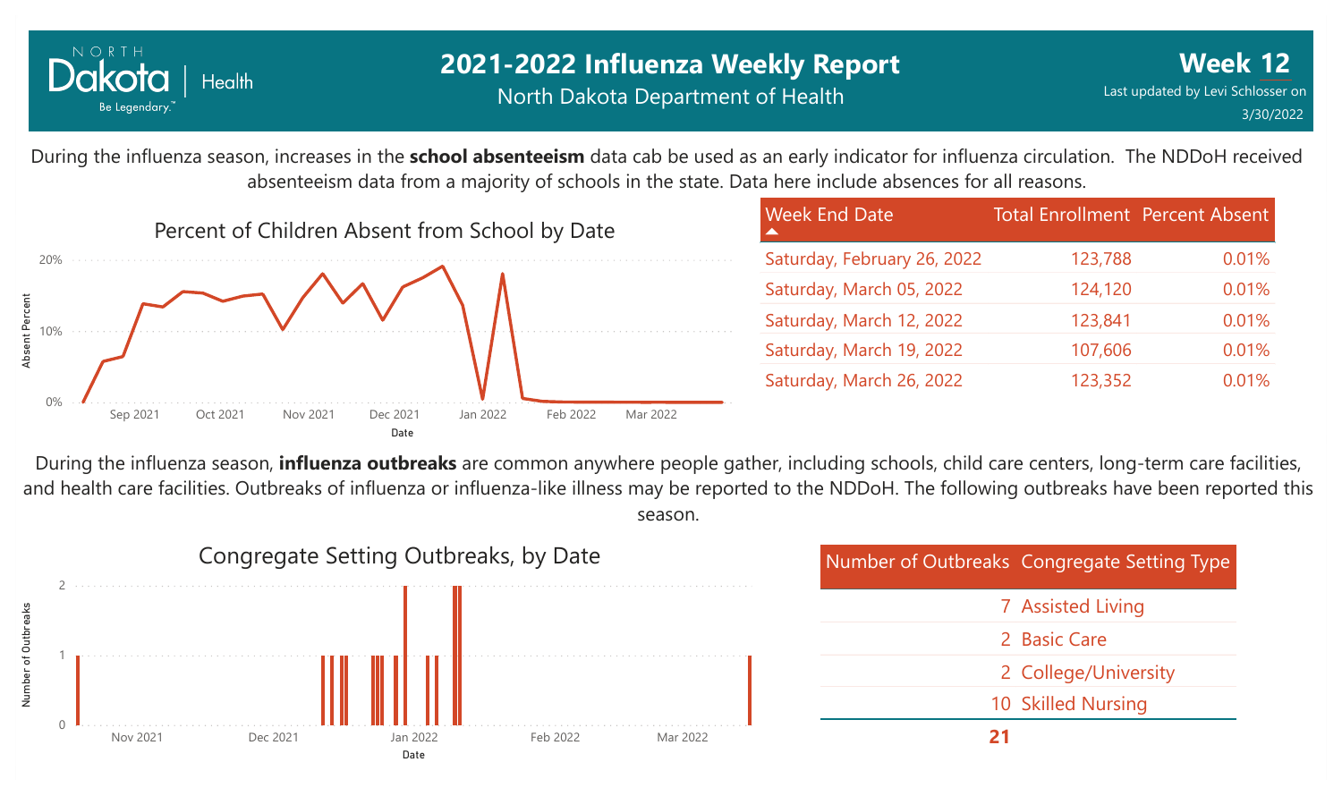# 2021-2022 Influenza Weekly Report

North Dakota Department of Health

**Week 12**

Last updated by Levi Schlosser on 3/30/2022

During the influenza season, increases in the **school absenteeism** data cab be used as an early indicator for influenza circulation. The NDDoH received absenteeism data from a majority of schools in the state. Data here include absences for all reasons.

Percent of Children Absent from School by Date

| Week End Date | Total Enrollment | Percent Absent |
| --- | --- | --- |
| Saturday, February 26, 2022 | 123,788 | 0.01% |
| Saturday, March 05, 2022 | 124,120 | 0.01% |
| Saturday, March 12, 2022 | 123,841 | 0.01% |
| Saturday, March 19, 2022 | 107,606 | 0.01% |
| Saturday, March 26, 2022 | 123,352 | 0.01% |

During the influenza season, **influenza outbreaks** are common anywhere people gather, including schools, child care centers, long-term care facilities, and health care facilities. Outbreaks of influenza or influenza-like illness may be reported to the NDDoH. The following outbreaks have been reported this season.

Congregate Setting Outbreaks, by Date

| Number of Outbreaks | Congregate Setting Type |
| --- | --- |
| 7 | Assisted Living |
| 2 | Basic Care |
| 2 | College/University |
| 10 | Skilled Nursing |
| **21** | |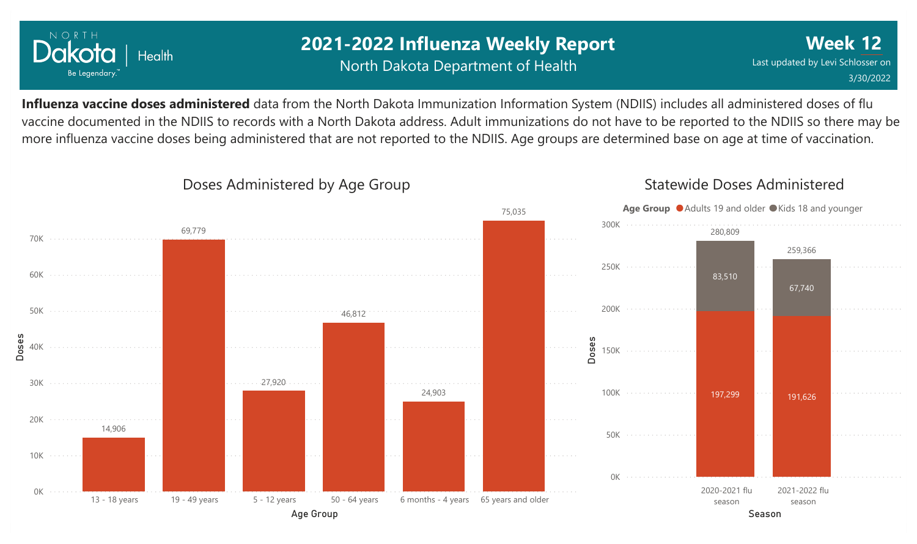# 2021-2022 Influenza Weekly Report

North Dakota Department of Health

**Week 12**

Last updated by Levi Schlosser on 3/30/2022

**Influenza vaccine doses administered** data from the North Dakota Immunization Information System (NDIIS) includes all administered doses of flu vaccine documented in the NDIIS to records with a North Dakota address. Adult immunizations do not have to be reported to the NDIIS so there may be more influenza vaccine doses being administered that are not reported to the NDIIS. Age groups are determined base on age at time of vaccination.

## Doses Administered by Age Group

| Age Group | Doses |
|---|---|
| 13 - 18 years | 14,906 |
| 19 - 49 years | 69,779 |
| 5 - 12 years | 27,920 |
| 50 - 64 years | 46,812 |
| 6 months - 4 years | 24,903 |
| 65 years and older | 75,035 |

## Statewide Doses Administered

| Season | Adults 19 and older | Kids 18 and younger | Total |
|---|---|---|---|
| 2020-2021 flu season | 197,299 | 83,510 | 280,809 |
| 2021-2022 flu season | 191,626 | 67,740 | 259,366 |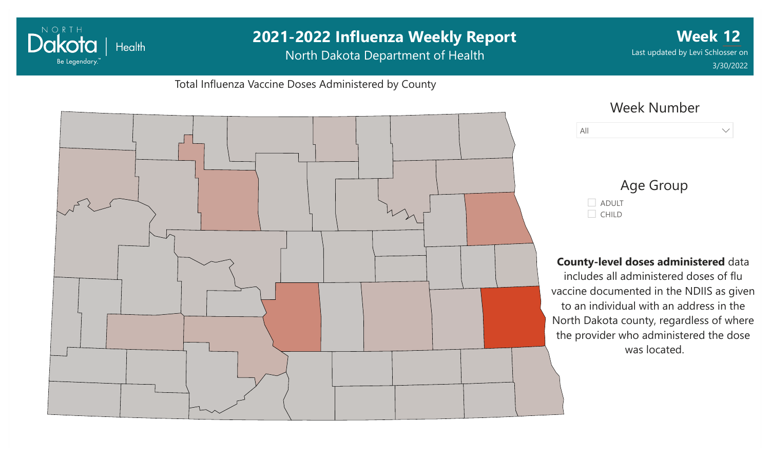# 2021-2022 Influenza Weekly Report

North Dakota Department of Health

**Week 12**

Last updated by Levi Schlosser on 3/30/2022

Total Influenza Vaccine Doses Administered by County

Week Number

All

Age Group

- ADULT
- CHILD

**County-level doses administered** data includes all administered doses of flu vaccine documented in the NDIIS as given to an individual with an address in the North Dakota county, regardless of where the provider who administered the dose was located.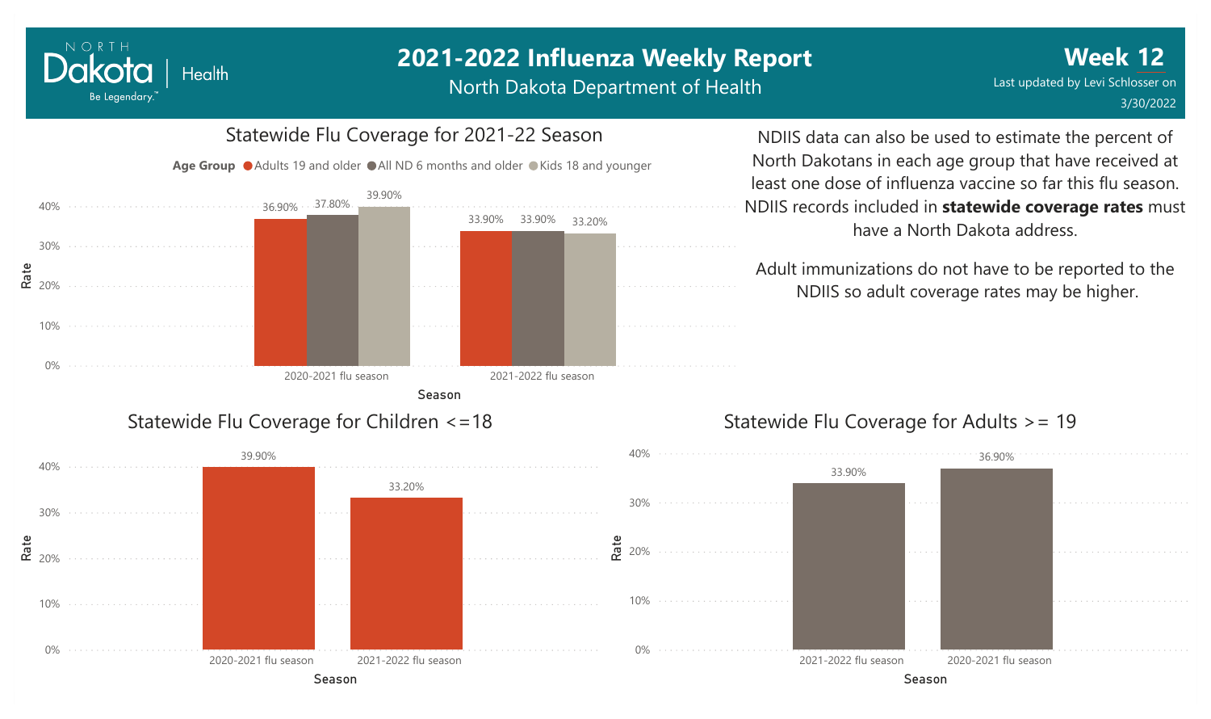# 2021-2022 Influenza Weekly Report

North Dakota Department of Health

**Week 12**

Last updated by Levi Schlosser on 3/30/2022

## Statewide Flu Coverage for 2021-22 Season

Age Group: Adults 19 and older, All ND 6 months and older, Kids 18 and younger

| Season | Adults 19 and older | All ND 6 months and older | Kids 18 and younger |
|---|---|---|---|
| 2020-2021 flu season | 36.90% | 37.80% | 39.90% |
| 2021-2022 flu season | 33.90% | 33.90% | 33.20% |

NDIIS data can also be used to estimate the percent of North Dakotans in each age group that have received at least one dose of influenza vaccine so far this flu season. NDIIS records included in **statewide coverage rates** must have a North Dakota address.

Adult immunizations do not have to be reported to the NDIIS so adult coverage rates may be higher.

## Statewide Flu Coverage for Children <=18

| Season | Rate |
|---|---|
| 2020-2021 flu season | 39.90% |
| 2021-2022 flu season | 33.20% |

## Statewide Flu Coverage for Adults >= 19

| Season | Rate |
|---|---|
| 2021-2022 flu season | 33.90% |
| 2020-2021 flu season | 36.90% |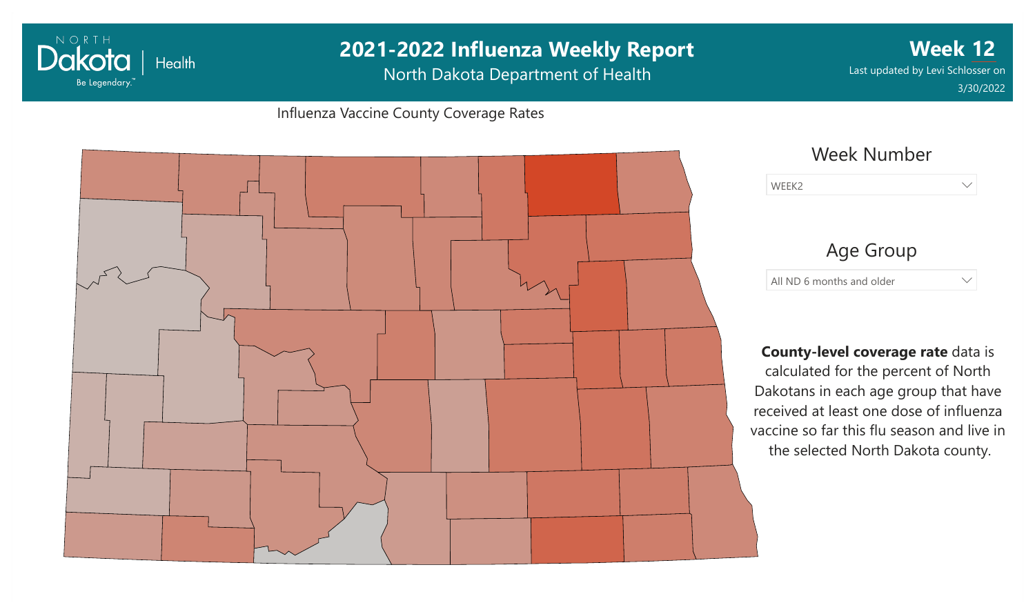# 2021-2022 Influenza Weekly Report

North Dakota Department of Health

**Week 12**

Last updated by Levi Schlosser on 3/30/2022

Influenza Vaccine County Coverage Rates

Week Number

WEEK2

Age Group

All ND 6 months and older

**County-level coverage rate** data is calculated for the percent of North Dakotans in each age group that have received at least one dose of influenza vaccine so far this flu season and live in the selected North Dakota county.